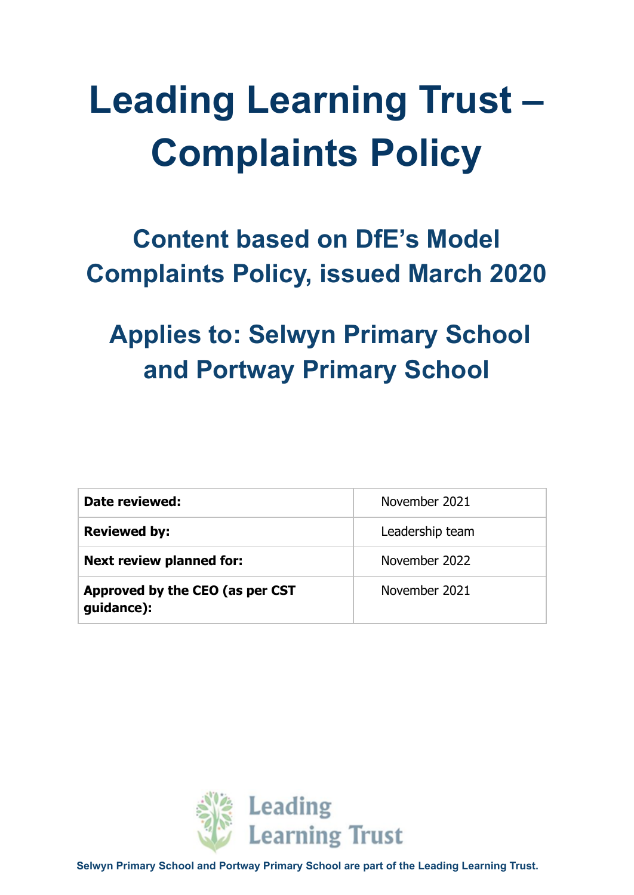# Leading Learning Trust – Complaints Policy

## Content based on DfE's Model Complaints Policy, issued March 2020

## Applies to: Selwyn Primary School and Portway Primary School

| | |
|---|---|
| **Date reviewed:** | November 2021 |
| **Reviewed by:** | Leadership team |
| **Next review planned for:** | November 2022 |
| **Approved by the CEO (as per CST guidance):** | November 2021 |

Leading Learning Trust

**Selwyn Primary School and Portway Primary School are part of the Leading Learning Trust.**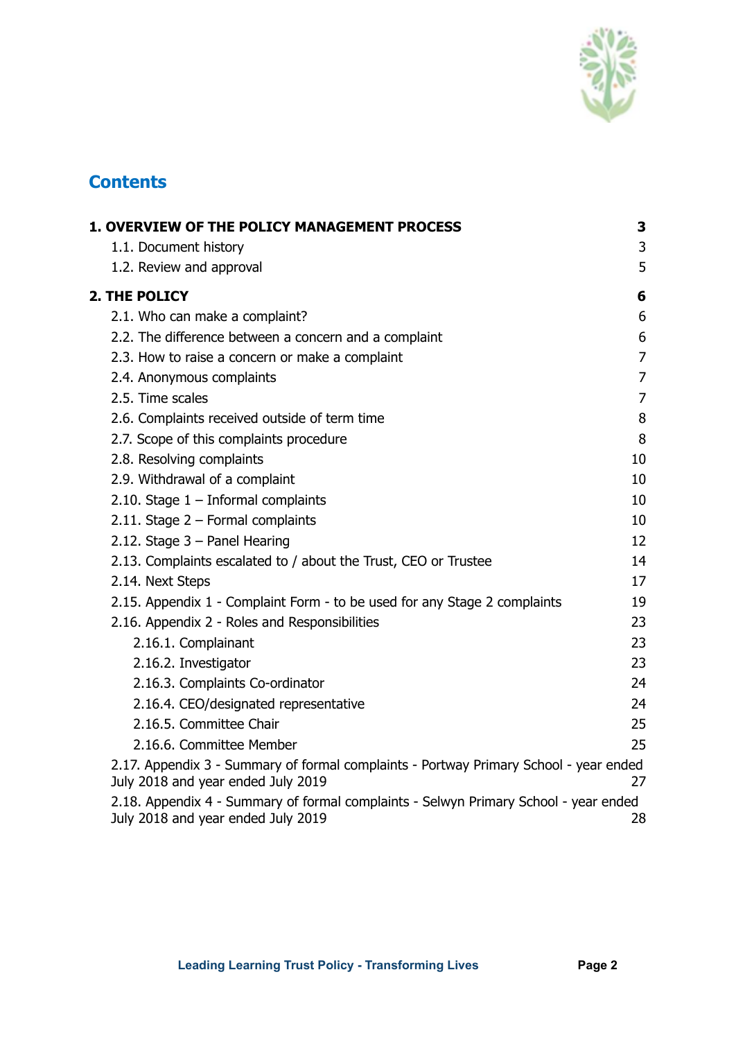# Contents

| | |
|---|---|
| **1. OVERVIEW OF THE POLICY MANAGEMENT PROCESS** | **3** |
| 1.1. Document history | 3 |
| 1.2. Review and approval | 5 |
| **2. THE POLICY** | **6** |
| 2.1. Who can make a complaint? | 6 |
| 2.2. The difference between a concern and a complaint | 6 |
| 2.3. How to raise a concern or make a complaint | 7 |
| 2.4. Anonymous complaints | 7 |
| 2.5. Time scales | 7 |
| 2.6. Complaints received outside of term time | 8 |
| 2.7. Scope of this complaints procedure | 8 |
| 2.8. Resolving complaints | 10 |
| 2.9. Withdrawal of a complaint | 10 |
| 2.10. Stage 1 – Informal complaints | 10 |
| 2.11. Stage 2 – Formal complaints | 10 |
| 2.12. Stage 3 – Panel Hearing | 12 |
| 2.13. Complaints escalated to / about the Trust, CEO or Trustee | 14 |
| 2.14. Next Steps | 17 |
| 2.15. Appendix 1 - Complaint Form - to be used for any Stage 2 complaints | 19 |
| 2.16. Appendix 2 - Roles and Responsibilities | 23 |
| 2.16.1. Complainant | 23 |
| 2.16.2. Investigator | 23 |
| 2.16.3. Complaints Co-ordinator | 24 |
| 2.16.4. CEO/designated representative | 24 |
| 2.16.5. Committee Chair | 25 |
| 2.16.6. Committee Member | 25 |
| 2.17. Appendix 3 - Summary of formal complaints - Portway Primary School - year ended July 2018 and year ended July 2019 | 27 |
| 2.18. Appendix 4 - Summary of formal complaints - Selwyn Primary School - year ended July 2018 and year ended July 2019 | 28 |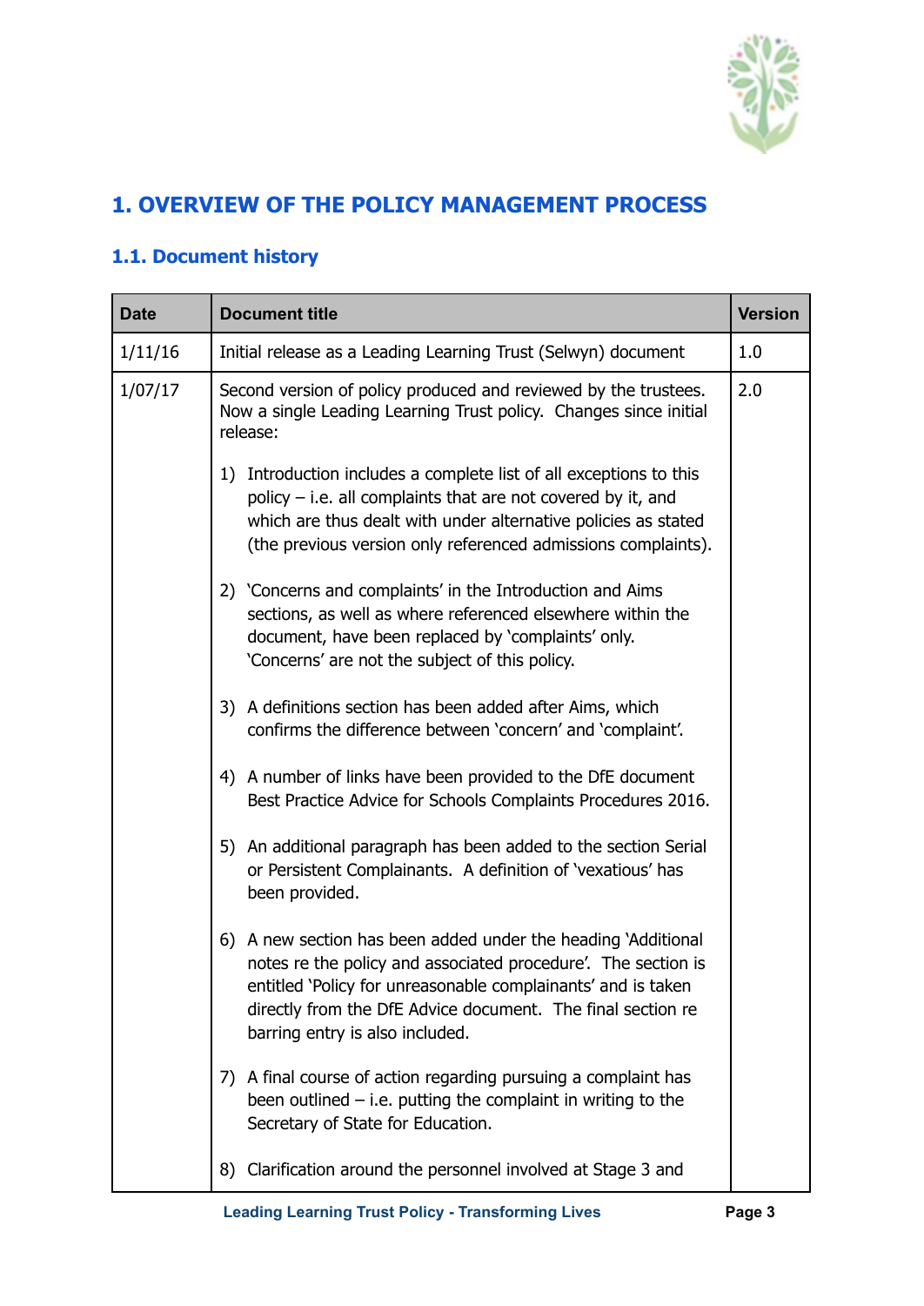# 1. OVERVIEW OF THE POLICY MANAGEMENT PROCESS

## 1.1. Document history

| Date | Document title | Version |
|---|---|---|
| 1/11/16 | Initial release as a Leading Learning Trust (Selwyn) document | 1.0 |
| 1/07/17 | Second version of policy produced and reviewed by the trustees. Now a single Leading Learning Trust policy. Changes since initial release:<br><br>1) Introduction includes a complete list of all exceptions to this policy – i.e. all complaints that are not covered by it, and which are thus dealt with under alternative policies as stated (the previous version only referenced admissions complaints).<br><br>2) 'Concerns and complaints' in the Introduction and Aims sections, as well as where referenced elsewhere within the document, have been replaced by 'complaints' only. 'Concerns' are not the subject of this policy.<br><br>3) A definitions section has been added after Aims, which confirms the difference between 'concern' and 'complaint'.<br><br>4) A number of links have been provided to the DfE document Best Practice Advice for Schools Complaints Procedures 2016.<br><br>5) An additional paragraph has been added to the section Serial or Persistent Complainants. A definition of 'vexatious' has been provided.<br><br>6) A new section has been added under the heading 'Additional notes re the policy and associated procedure'. The section is entitled 'Policy for unreasonable complainants' and is taken directly from the DfE Advice document. The final section re barring entry is also included.<br><br>7) A final course of action regarding pursuing a complaint has been outlined – i.e. putting the complaint in writing to the Secretary of State for Education.<br><br>8) Clarification around the personnel involved at Stage 3 and | 2.0 |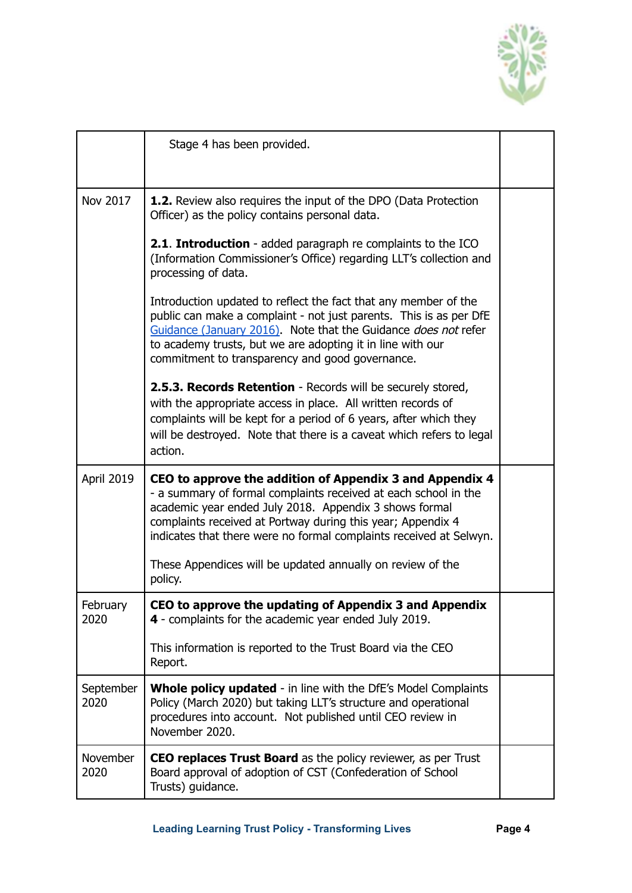| | | |
|---|---|---|
| | Stage 4 has been provided. | |
| Nov 2017 | **1.2.** Review also requires the input of the DPO (Data Protection Officer) as the policy contains personal data.<br><br>**2.1**. **Introduction** - added paragraph re complaints to the ICO (Information Commissioner's Office) regarding LLT's collection and processing of data.<br><br>Introduction updated to reflect the fact that any member of the public can make a complaint - not just parents. This is as per DfE Guidance (January 2016). Note that the Guidance *does not* refer to academy trusts, but we are adopting it in line with our commitment to transparency and good governance.<br><br>**2.5.3. Records Retention** - Records will be securely stored, with the appropriate access in place. All written records of complaints will be kept for a period of 6 years, after which they will be destroyed. Note that there is a caveat which refers to legal action. | |
| April 2019 | **CEO to approve the addition of Appendix 3 and Appendix 4** - a summary of formal complaints received at each school in the academic year ended July 2018. Appendix 3 shows formal complaints received at Portway during this year; Appendix 4 indicates that there were no formal complaints received at Selwyn.<br><br>These Appendices will be updated annually on review of the policy. | |
| February 2020 | **CEO to approve the updating of Appendix 3 and Appendix 4** - complaints for the academic year ended July 2019.<br><br>This information is reported to the Trust Board via the CEO Report. | |
| September 2020 | **Whole policy updated** - in line with the DfE's Model Complaints Policy (March 2020) but taking LLT's structure and operational procedures into account. Not published until CEO review in November 2020. | |
| November 2020 | **CEO replaces Trust Board** as the policy reviewer, as per Trust Board approval of adoption of CST (Confederation of School Trusts) guidance. | |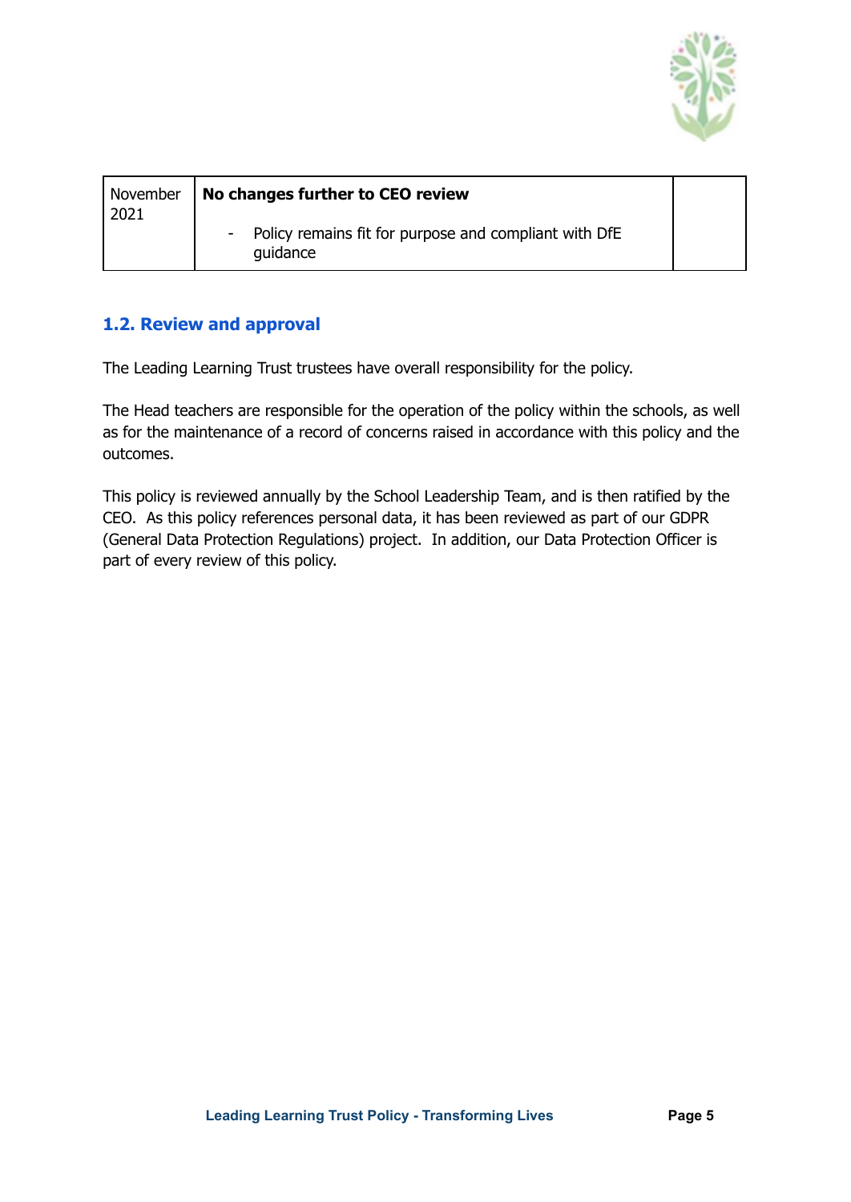| | | |
|---|---|---|
| November 2021 | **No changes further to CEO review**<br>- Policy remains fit for purpose and compliant with DfE guidance | |

## 1.2. Review and approval

The Leading Learning Trust trustees have overall responsibility for the policy.

The Head teachers are responsible for the operation of the policy within the schools, as well as for the maintenance of a record of concerns raised in accordance with this policy and the outcomes.

This policy is reviewed annually by the School Leadership Team, and is then ratified by the CEO. As this policy references personal data, it has been reviewed as part of our GDPR (General Data Protection Regulations) project. In addition, our Data Protection Officer is part of every review of this policy.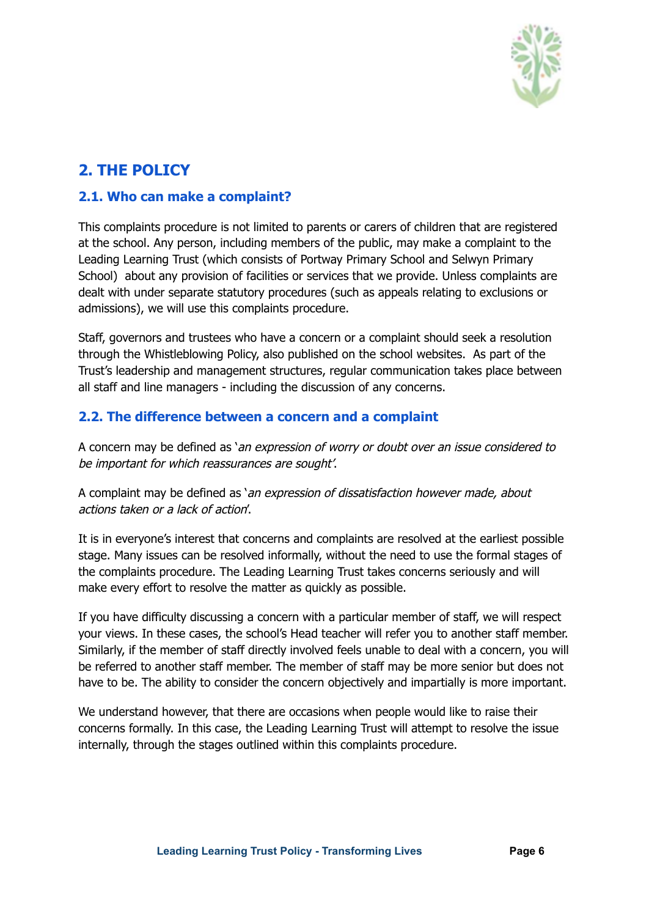## 2. THE POLICY

### 2.1. Who can make a complaint?

This complaints procedure is not limited to parents or carers of children that are registered at the school. Any person, including members of the public, may make a complaint to the Leading Learning Trust (which consists of Portway Primary School and Selwyn Primary School) about any provision of facilities or services that we provide. Unless complaints are dealt with under separate statutory procedures (such as appeals relating to exclusions or admissions), we will use this complaints procedure.

Staff, governors and trustees who have a concern or a complaint should seek a resolution through the Whistleblowing Policy, also published on the school websites. As part of the Trust's leadership and management structures, regular communication takes place between all staff and line managers - including the discussion of any concerns.

### 2.2. The difference between a concern and a complaint

A concern may be defined as '*an expression of worry or doubt over an issue considered to be important for which reassurances are sought*'.

A complaint may be defined as '*an expression of dissatisfaction however made, about actions taken or a lack of action*'.

It is in everyone's interest that concerns and complaints are resolved at the earliest possible stage. Many issues can be resolved informally, without the need to use the formal stages of the complaints procedure. The Leading Learning Trust takes concerns seriously and will make every effort to resolve the matter as quickly as possible.

If you have difficulty discussing a concern with a particular member of staff, we will respect your views. In these cases, the school's Head teacher will refer you to another staff member. Similarly, if the member of staff directly involved feels unable to deal with a concern, you will be referred to another staff member. The member of staff may be more senior but does not have to be. The ability to consider the concern objectively and impartially is more important.

We understand however, that there are occasions when people would like to raise their concerns formally. In this case, the Leading Learning Trust will attempt to resolve the issue internally, through the stages outlined within this complaints procedure.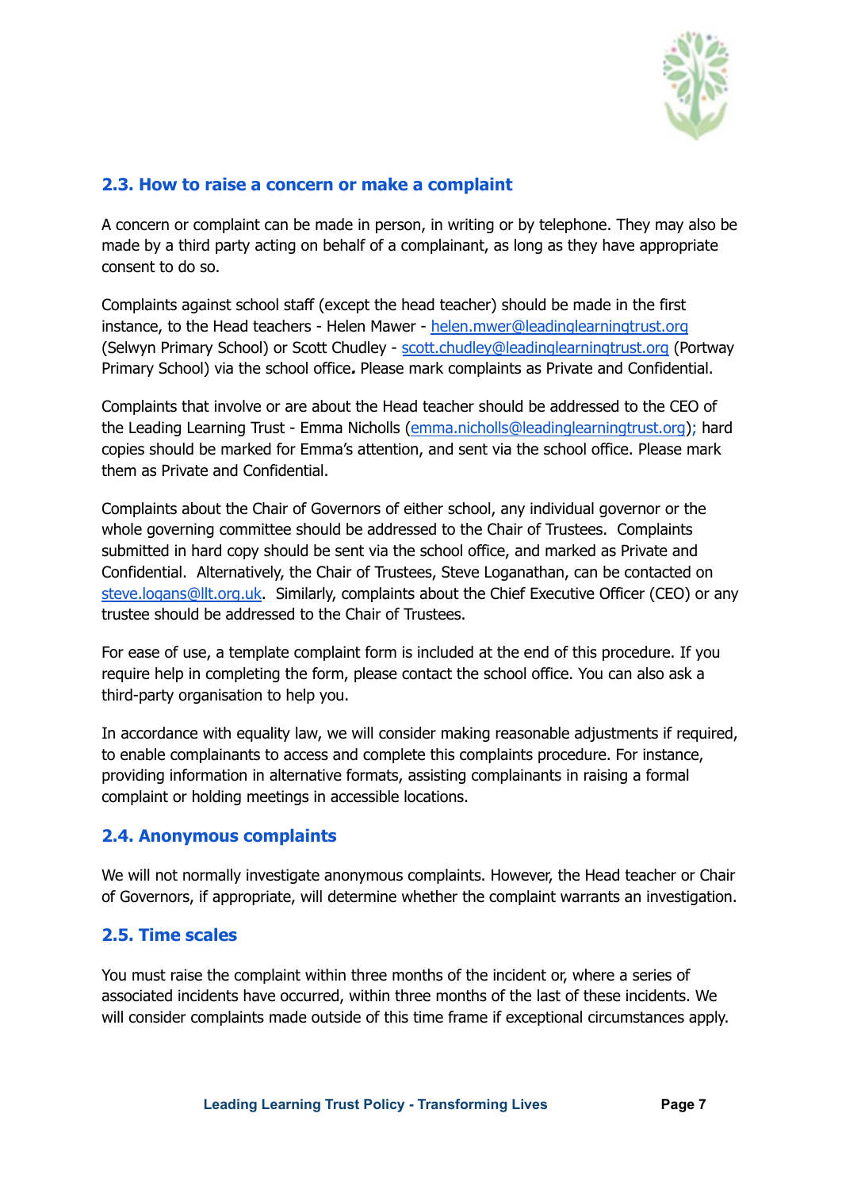## 2.3. How to raise a concern or make a complaint

A concern or complaint can be made in person, in writing or by telephone. They may also be made by a third party acting on behalf of a complainant, as long as they have appropriate consent to do so.

Complaints against school staff (except the head teacher) should be made in the first instance, to the Head teachers - Helen Mawer - helen.mwer@leadinglearningtrust.org (Selwyn Primary School) or Scott Chudley - scott.chudley@leadinglearningtrust.org (Portway Primary School) via the school office***.*** Please mark complaints as Private and Confidential.

Complaints that involve or are about the Head teacher should be addressed to the CEO of the Leading Learning Trust - Emma Nicholls (emma.nicholls@leadinglearningtrust.org); hard copies should be marked for Emma's attention, and sent via the school office. Please mark them as Private and Confidential.

Complaints about the Chair of Governors of either school, any individual governor or the whole governing committee should be addressed to the Chair of Trustees. Complaints submitted in hard copy should be sent via the school office, and marked as Private and Confidential. Alternatively, the Chair of Trustees, Steve Loganathan, can be contacted on steve.logans@llt.org.uk. Similarly, complaints about the Chief Executive Officer (CEO) or any trustee should be addressed to the Chair of Trustees.

For ease of use, a template complaint form is included at the end of this procedure. If you require help in completing the form, please contact the school office. You can also ask a third-party organisation to help you.

In accordance with equality law, we will consider making reasonable adjustments if required, to enable complainants to access and complete this complaints procedure. For instance, providing information in alternative formats, assisting complainants in raising a formal complaint or holding meetings in accessible locations.

## 2.4. Anonymous complaints

We will not normally investigate anonymous complaints. However, the Head teacher or Chair of Governors, if appropriate, will determine whether the complaint warrants an investigation.

## 2.5. Time scales

You must raise the complaint within three months of the incident or, where a series of associated incidents have occurred, within three months of the last of these incidents. We will consider complaints made outside of this time frame if exceptional circumstances apply.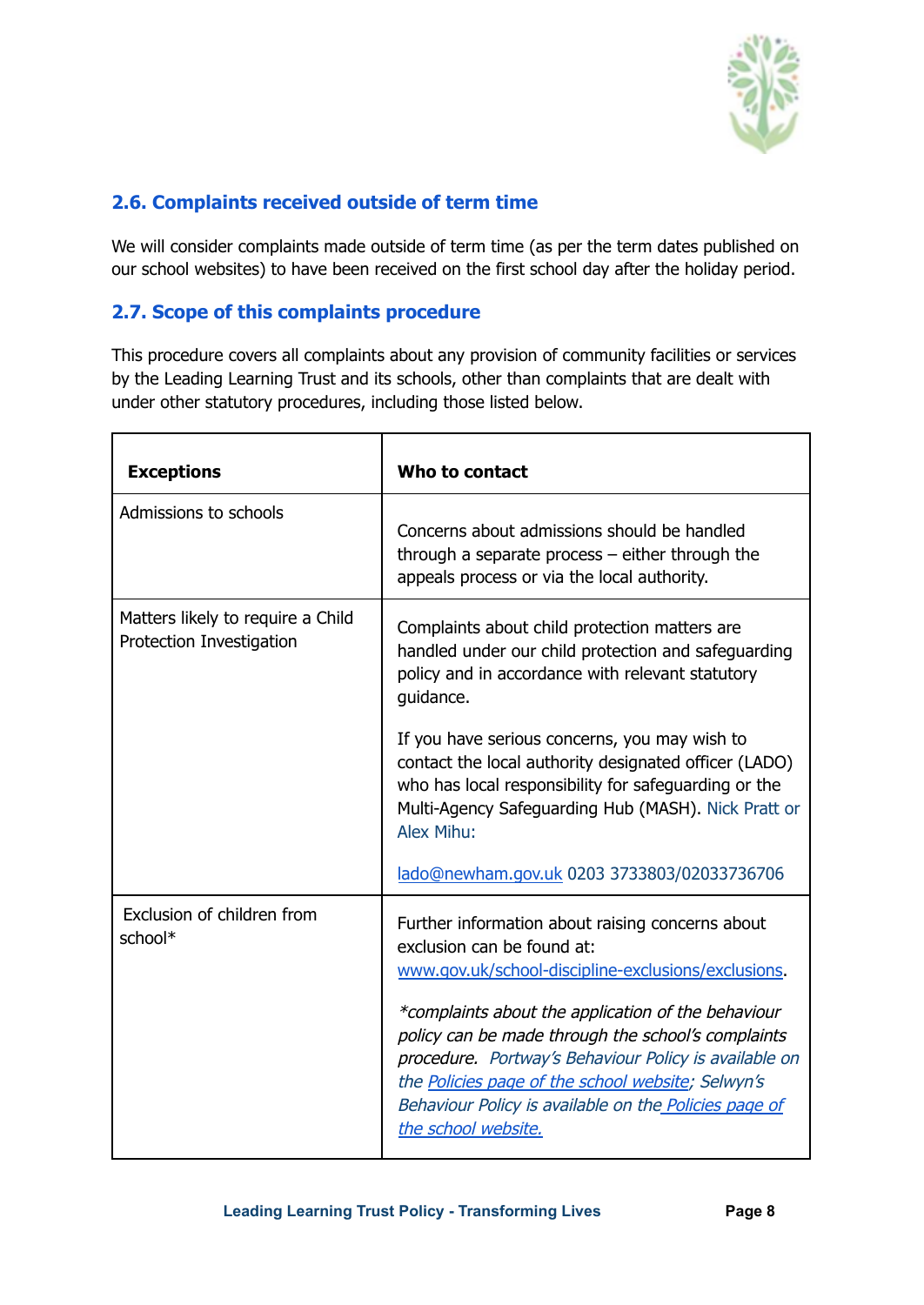## 2.6. Complaints received outside of term time

We will consider complaints made outside of term time (as per the term dates published on our school websites) to have been received on the first school day after the holiday period.

## 2.7. Scope of this complaints procedure

This procedure covers all complaints about any provision of community facilities or services by the Leading Learning Trust and its schools, other than complaints that are dealt with under other statutory procedures, including those listed below.

| **Exceptions** | **Who to contact** |
| --- | --- |
| Admissions to schools | Concerns about admissions should be handled through a separate process – either through the appeals process or via the local authority. |
| Matters likely to require a Child Protection Investigation | Complaints about child protection matters are handled under our child protection and safeguarding policy and in accordance with relevant statutory guidance.<br><br>If you have serious concerns, you may wish to contact the local authority designated officer (LADO) who has local responsibility for safeguarding or the Multi-Agency Safeguarding Hub (MASH). Nick Pratt or Alex Mihu:<br><br>lado@newham.gov.uk 0203 3733803/02033736706 |
| Exclusion of children from school* | Further information about raising concerns about exclusion can be found at: www.gov.uk/school-discipline-exclusions/exclusions.<br><br>*\*complaints about the application of the behaviour policy can be made through the school's complaints procedure. Portway's Behaviour Policy is available on the Policies page of the school website; Selwyn's Behaviour Policy is available on the Policies page of the school website.* |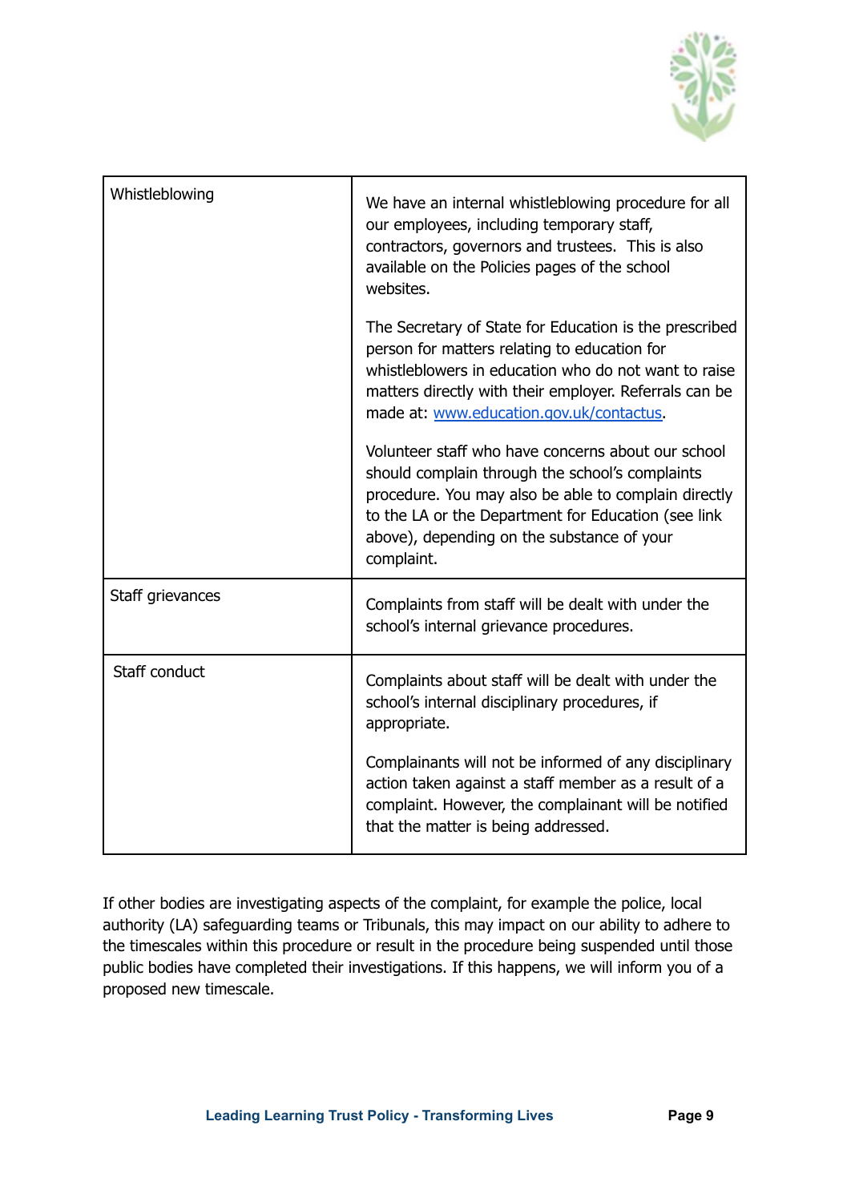| | |
|---|---|
| Whistleblowing | We have an internal whistleblowing procedure for all our employees, including temporary staff, contractors, governors and trustees. This is also available on the Policies pages of the school websites.<br><br>The Secretary of State for Education is the prescribed person for matters relating to education for whistleblowers in education who do not want to raise matters directly with their employer. Referrals can be made at: [www.education.gov.uk/contactus](http://www.education.gov.uk/contactus).<br><br>Volunteer staff who have concerns about our school should complain through the school's complaints procedure. You may also be able to complain directly to the LA or the Department for Education (see link above), depending on the substance of your complaint. |
| Staff grievances | Complaints from staff will be dealt with under the school's internal grievance procedures. |
| Staff conduct | Complaints about staff will be dealt with under the school's internal disciplinary procedures, if appropriate.<br><br>Complainants will not be informed of any disciplinary action taken against a staff member as a result of a complaint. However, the complainant will be notified that the matter is being addressed. |

If other bodies are investigating aspects of the complaint, for example the police, local authority (LA) safeguarding teams or Tribunals, this may impact on our ability to adhere to the timescales within this procedure or result in the procedure being suspended until those public bodies have completed their investigations. If this happens, we will inform you of a proposed new timescale.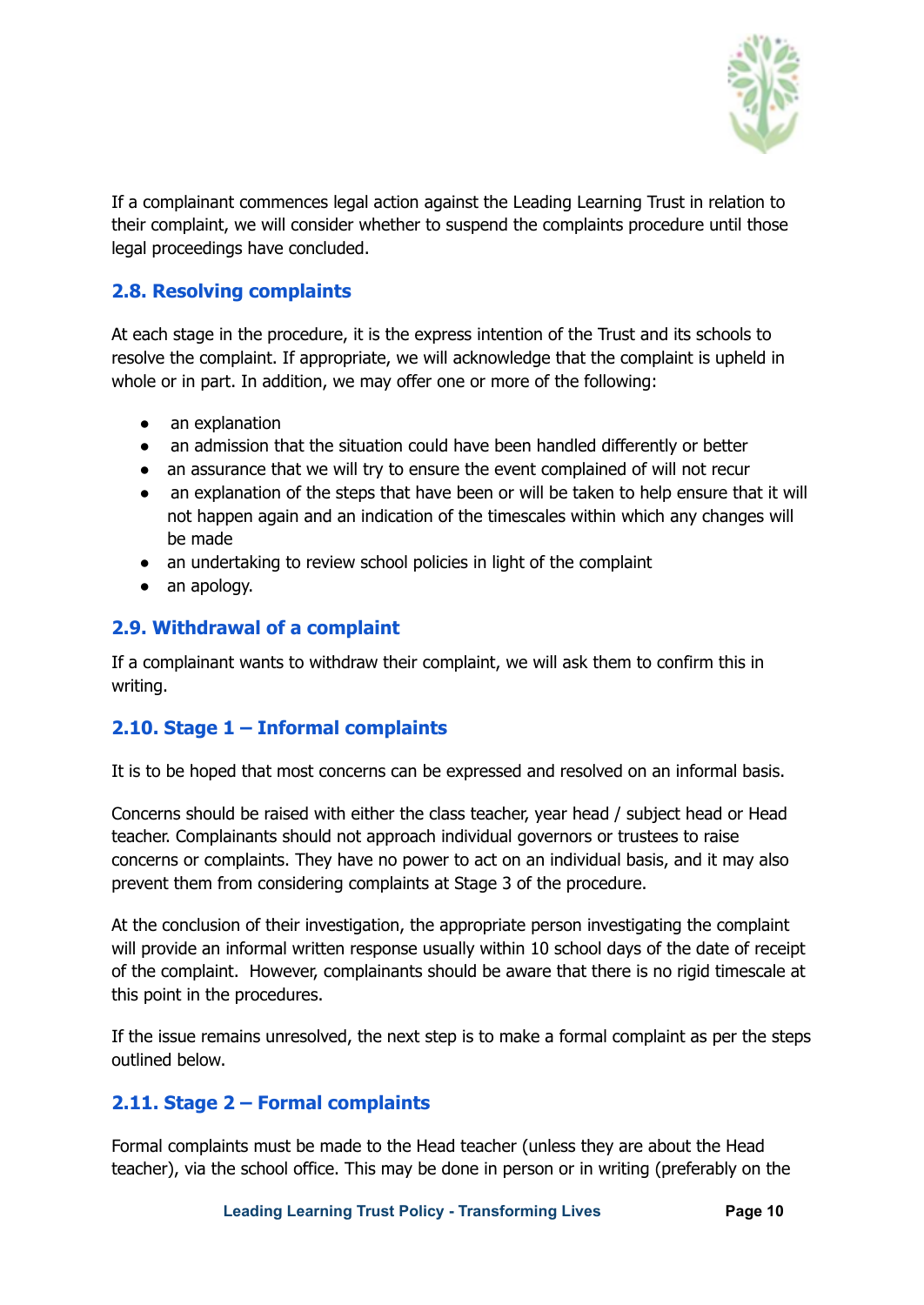If a complainant commences legal action against the Leading Learning Trust in relation to their complaint, we will consider whether to suspend the complaints procedure until those legal proceedings have concluded.

### 2.8. Resolving complaints

At each stage in the procedure, it is the express intention of the Trust and its schools to resolve the complaint. If appropriate, we will acknowledge that the complaint is upheld in whole or in part. In addition, we may offer one or more of the following:

- an explanation
- an admission that the situation could have been handled differently or better
- an assurance that we will try to ensure the event complained of will not recur
- an explanation of the steps that have been or will be taken to help ensure that it will not happen again and an indication of the timescales within which any changes will be made
- an undertaking to review school policies in light of the complaint
- an apology.

### 2.9. Withdrawal of a complaint

If a complainant wants to withdraw their complaint, we will ask them to confirm this in writing.

### 2.10. Stage 1 – Informal complaints

It is to be hoped that most concerns can be expressed and resolved on an informal basis.

Concerns should be raised with either the class teacher, year head / subject head or Head teacher. Complainants should not approach individual governors or trustees to raise concerns or complaints. They have no power to act on an individual basis, and it may also prevent them from considering complaints at Stage 3 of the procedure.

At the conclusion of their investigation, the appropriate person investigating the complaint will provide an informal written response usually within 10 school days of the date of receipt of the complaint. However, complainants should be aware that there is no rigid timescale at this point in the procedures.

If the issue remains unresolved, the next step is to make a formal complaint as per the steps outlined below.

### 2.11. Stage 2 – Formal complaints

Formal complaints must be made to the Head teacher (unless they are about the Head teacher), via the school office. This may be done in person or in writing (preferably on the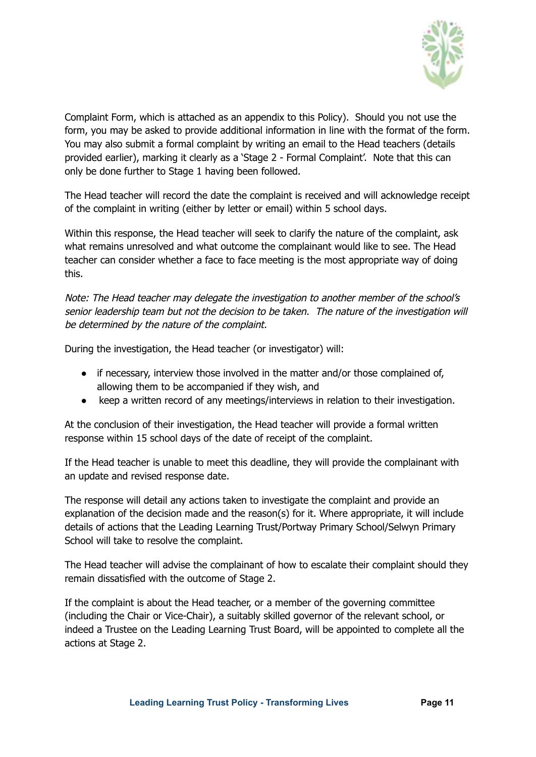Complaint Form, which is attached as an appendix to this Policy). Should you not use the form, you may be asked to provide additional information in line with the format of the form. You may also submit a formal complaint by writing an email to the Head teachers (details provided earlier), marking it clearly as a 'Stage 2 - Formal Complaint'. Note that this can only be done further to Stage 1 having been followed.

The Head teacher will record the date the complaint is received and will acknowledge receipt of the complaint in writing (either by letter or email) within 5 school days.

Within this response, the Head teacher will seek to clarify the nature of the complaint, ask what remains unresolved and what outcome the complainant would like to see. The Head teacher can consider whether a face to face meeting is the most appropriate way of doing this.

*Note: The Head teacher may delegate the investigation to another member of the school's senior leadership team but not the decision to be taken. The nature of the investigation will be determined by the nature of the complaint.*

During the investigation, the Head teacher (or investigator) will:

- if necessary, interview those involved in the matter and/or those complained of, allowing them to be accompanied if they wish, and
- keep a written record of any meetings/interviews in relation to their investigation.

At the conclusion of their investigation, the Head teacher will provide a formal written response within 15 school days of the date of receipt of the complaint.

If the Head teacher is unable to meet this deadline, they will provide the complainant with an update and revised response date.

The response will detail any actions taken to investigate the complaint and provide an explanation of the decision made and the reason(s) for it. Where appropriate, it will include details of actions that the Leading Learning Trust/Portway Primary School/Selwyn Primary School will take to resolve the complaint.

The Head teacher will advise the complainant of how to escalate their complaint should they remain dissatisfied with the outcome of Stage 2.

If the complaint is about the Head teacher, or a member of the governing committee (including the Chair or Vice-Chair), a suitably skilled governor of the relevant school, or indeed a Trustee on the Leading Learning Trust Board, will be appointed to complete all the actions at Stage 2.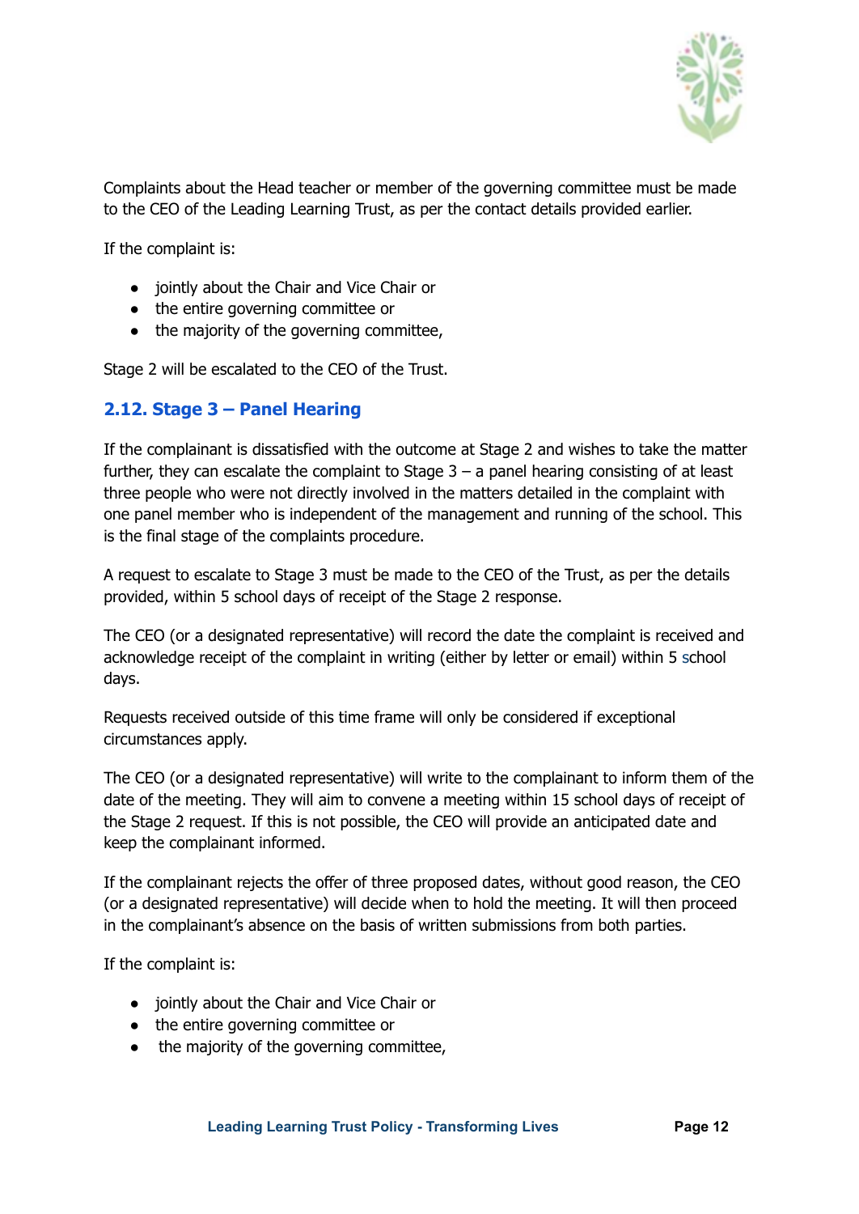Complaints about the Head teacher or member of the governing committee must be made to the CEO of the Leading Learning Trust, as per the contact details provided earlier.

If the complaint is:

- jointly about the Chair and Vice Chair or
- the entire governing committee or
- the majority of the governing committee,

Stage 2 will be escalated to the CEO of the Trust.

## 2.12. Stage 3 – Panel Hearing

If the complainant is dissatisfied with the outcome at Stage 2 and wishes to take the matter further, they can escalate the complaint to Stage 3 – a panel hearing consisting of at least three people who were not directly involved in the matters detailed in the complaint with one panel member who is independent of the management and running of the school. This is the final stage of the complaints procedure.

A request to escalate to Stage 3 must be made to the CEO of the Trust, as per the details provided, within 5 school days of receipt of the Stage 2 response.

The CEO (or a designated representative) will record the date the complaint is received and acknowledge receipt of the complaint in writing (either by letter or email) within 5 school days.

Requests received outside of this time frame will only be considered if exceptional circumstances apply.

The CEO (or a designated representative) will write to the complainant to inform them of the date of the meeting. They will aim to convene a meeting within 15 school days of receipt of the Stage 2 request. If this is not possible, the CEO will provide an anticipated date and keep the complainant informed.

If the complainant rejects the offer of three proposed dates, without good reason, the CEO (or a designated representative) will decide when to hold the meeting. It will then proceed in the complainant's absence on the basis of written submissions from both parties.

If the complaint is:

- jointly about the Chair and Vice Chair or
- the entire governing committee or
- the majority of the governing committee,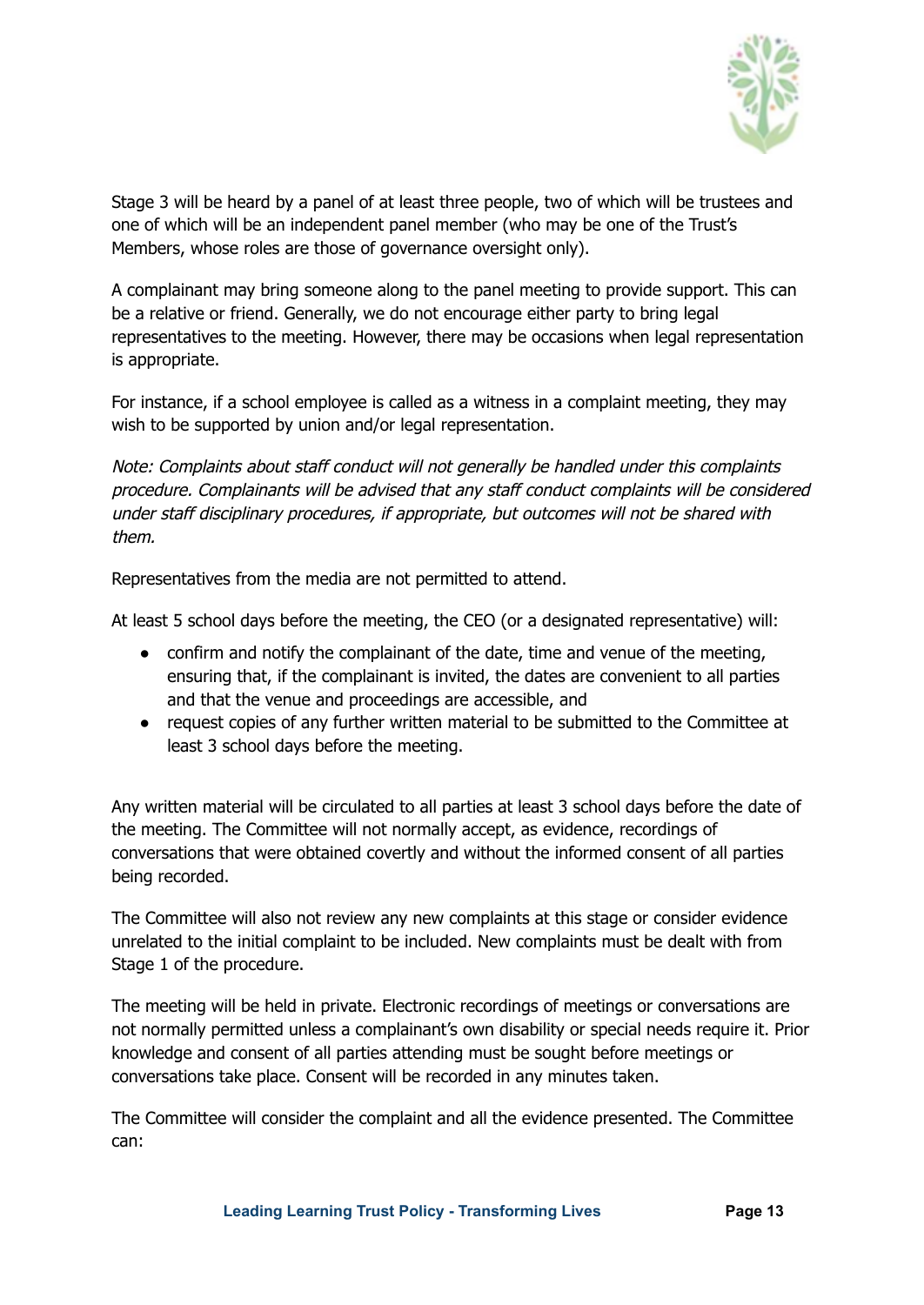Stage 3 will be heard by a panel of at least three people, two of which will be trustees and one of which will be an independent panel member (who may be one of the Trust's Members, whose roles are those of governance oversight only).

A complainant may bring someone along to the panel meeting to provide support. This can be a relative or friend. Generally, we do not encourage either party to bring legal representatives to the meeting. However, there may be occasions when legal representation is appropriate.

For instance, if a school employee is called as a witness in a complaint meeting, they may wish to be supported by union and/or legal representation.

*Note: Complaints about staff conduct will not generally be handled under this complaints procedure. Complainants will be advised that any staff conduct complaints will be considered under staff disciplinary procedures, if appropriate, but outcomes will not be shared with them.*

Representatives from the media are not permitted to attend.

At least 5 school days before the meeting, the CEO (or a designated representative) will:

- confirm and notify the complainant of the date, time and venue of the meeting, ensuring that, if the complainant is invited, the dates are convenient to all parties and that the venue and proceedings are accessible, and
- request copies of any further written material to be submitted to the Committee at least 3 school days before the meeting.

Any written material will be circulated to all parties at least 3 school days before the date of the meeting. The Committee will not normally accept, as evidence, recordings of conversations that were obtained covertly and without the informed consent of all parties being recorded.

The Committee will also not review any new complaints at this stage or consider evidence unrelated to the initial complaint to be included. New complaints must be dealt with from Stage 1 of the procedure.

The meeting will be held in private. Electronic recordings of meetings or conversations are not normally permitted unless a complainant's own disability or special needs require it. Prior knowledge and consent of all parties attending must be sought before meetings or conversations take place. Consent will be recorded in any minutes taken.

The Committee will consider the complaint and all the evidence presented. The Committee can: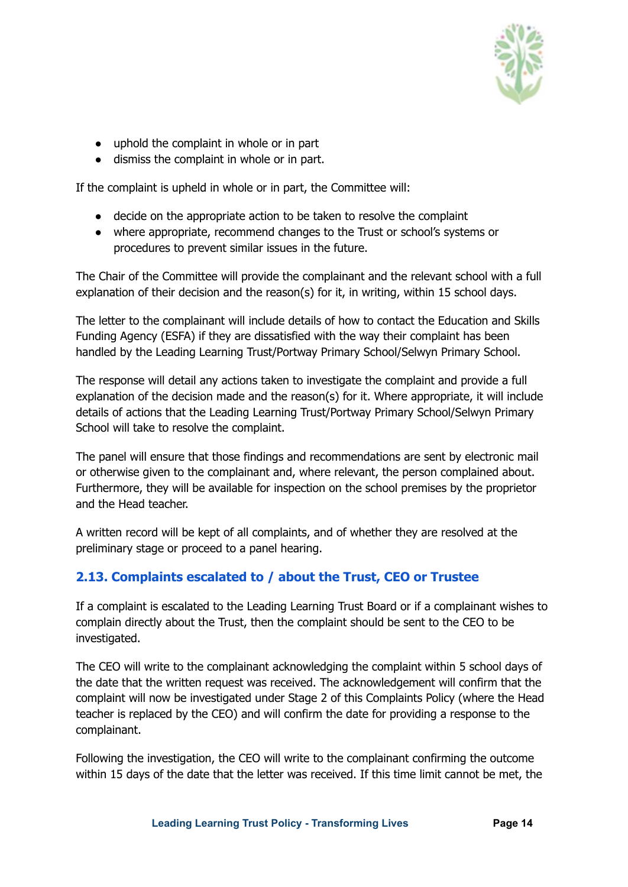- uphold the complaint in whole or in part
- dismiss the complaint in whole or in part.

If the complaint is upheld in whole or in part, the Committee will:

- decide on the appropriate action to be taken to resolve the complaint
- where appropriate, recommend changes to the Trust or school's systems or procedures to prevent similar issues in the future.

The Chair of the Committee will provide the complainant and the relevant school with a full explanation of their decision and the reason(s) for it, in writing, within 15 school days.

The letter to the complainant will include details of how to contact the Education and Skills Funding Agency (ESFA) if they are dissatisfied with the way their complaint has been handled by the Leading Learning Trust/Portway Primary School/Selwyn Primary School.

The response will detail any actions taken to investigate the complaint and provide a full explanation of the decision made and the reason(s) for it. Where appropriate, it will include details of actions that the Leading Learning Trust/Portway Primary School/Selwyn Primary School will take to resolve the complaint.

The panel will ensure that those findings and recommendations are sent by electronic mail or otherwise given to the complainant and, where relevant, the person complained about. Furthermore, they will be available for inspection on the school premises by the proprietor and the Head teacher.

A written record will be kept of all complaints, and of whether they are resolved at the preliminary stage or proceed to a panel hearing.

## 2.13. Complaints escalated to / about the Trust, CEO or Trustee

If a complaint is escalated to the Leading Learning Trust Board or if a complainant wishes to complain directly about the Trust, then the complaint should be sent to the CEO to be investigated.

The CEO will write to the complainant acknowledging the complaint within 5 school days of the date that the written request was received. The acknowledgement will confirm that the complaint will now be investigated under Stage 2 of this Complaints Policy (where the Head teacher is replaced by the CEO) and will confirm the date for providing a response to the complainant.

Following the investigation, the CEO will write to the complainant confirming the outcome within 15 days of the date that the letter was received. If this time limit cannot be met, the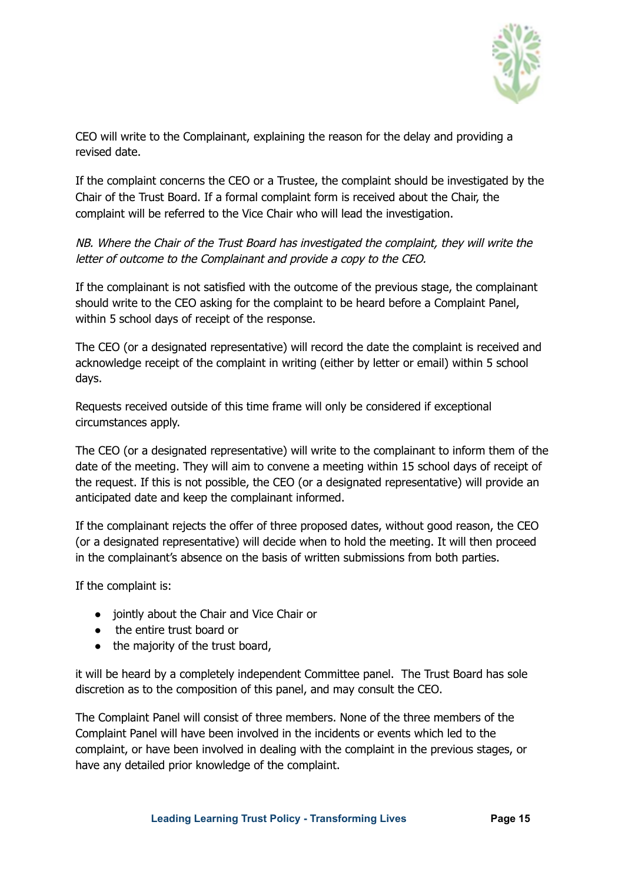CEO will write to the Complainant, explaining the reason for the delay and providing a revised date.

If the complaint concerns the CEO or a Trustee, the complaint should be investigated by the Chair of the Trust Board. If a formal complaint form is received about the Chair, the complaint will be referred to the Vice Chair who will lead the investigation.

*NB. Where the Chair of the Trust Board has investigated the complaint, they will write the letter of outcome to the Complainant and provide a copy to the CEO.*

If the complainant is not satisfied with the outcome of the previous stage, the complainant should write to the CEO asking for the complaint to be heard before a Complaint Panel, within 5 school days of receipt of the response.

The CEO (or a designated representative) will record the date the complaint is received and acknowledge receipt of the complaint in writing (either by letter or email) within 5 school days.

Requests received outside of this time frame will only be considered if exceptional circumstances apply.

The CEO (or a designated representative) will write to the complainant to inform them of the date of the meeting. They will aim to convene a meeting within 15 school days of receipt of the request. If this is not possible, the CEO (or a designated representative) will provide an anticipated date and keep the complainant informed.

If the complainant rejects the offer of three proposed dates, without good reason, the CEO (or a designated representative) will decide when to hold the meeting. It will then proceed in the complainant's absence on the basis of written submissions from both parties.

If the complaint is:

- jointly about the Chair and Vice Chair or
- the entire trust board or
- the majority of the trust board,

it will be heard by a completely independent Committee panel. The Trust Board has sole discretion as to the composition of this panel, and may consult the CEO.

The Complaint Panel will consist of three members. None of the three members of the Complaint Panel will have been involved in the incidents or events which led to the complaint, or have been involved in dealing with the complaint in the previous stages, or have any detailed prior knowledge of the complaint.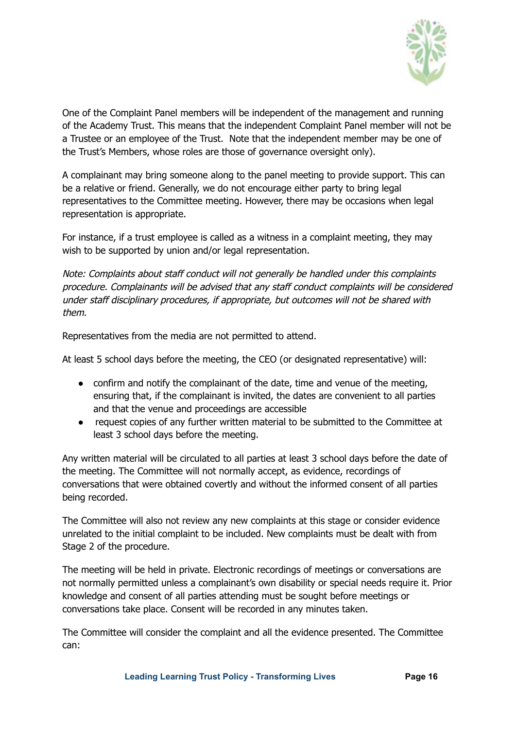One of the Complaint Panel members will be independent of the management and running of the Academy Trust. This means that the independent Complaint Panel member will not be a Trustee or an employee of the Trust. Note that the independent member may be one of the Trust's Members, whose roles are those of governance oversight only).

A complainant may bring someone along to the panel meeting to provide support. This can be a relative or friend. Generally, we do not encourage either party to bring legal representatives to the Committee meeting. However, there may be occasions when legal representation is appropriate.

For instance, if a trust employee is called as a witness in a complaint meeting, they may wish to be supported by union and/or legal representation.

*Note: Complaints about staff conduct will not generally be handled under this complaints procedure. Complainants will be advised that any staff conduct complaints will be considered under staff disciplinary procedures, if appropriate, but outcomes will not be shared with them.*

Representatives from the media are not permitted to attend.

At least 5 school days before the meeting, the CEO (or designated representative) will:

- confirm and notify the complainant of the date, time and venue of the meeting, ensuring that, if the complainant is invited, the dates are convenient to all parties and that the venue and proceedings are accessible
- request copies of any further written material to be submitted to the Committee at least 3 school days before the meeting.

Any written material will be circulated to all parties at least 3 school days before the date of the meeting. The Committee will not normally accept, as evidence, recordings of conversations that were obtained covertly and without the informed consent of all parties being recorded.

The Committee will also not review any new complaints at this stage or consider evidence unrelated to the initial complaint to be included. New complaints must be dealt with from Stage 2 of the procedure.

The meeting will be held in private. Electronic recordings of meetings or conversations are not normally permitted unless a complainant's own disability or special needs require it. Prior knowledge and consent of all parties attending must be sought before meetings or conversations take place. Consent will be recorded in any minutes taken.

The Committee will consider the complaint and all the evidence presented. The Committee can: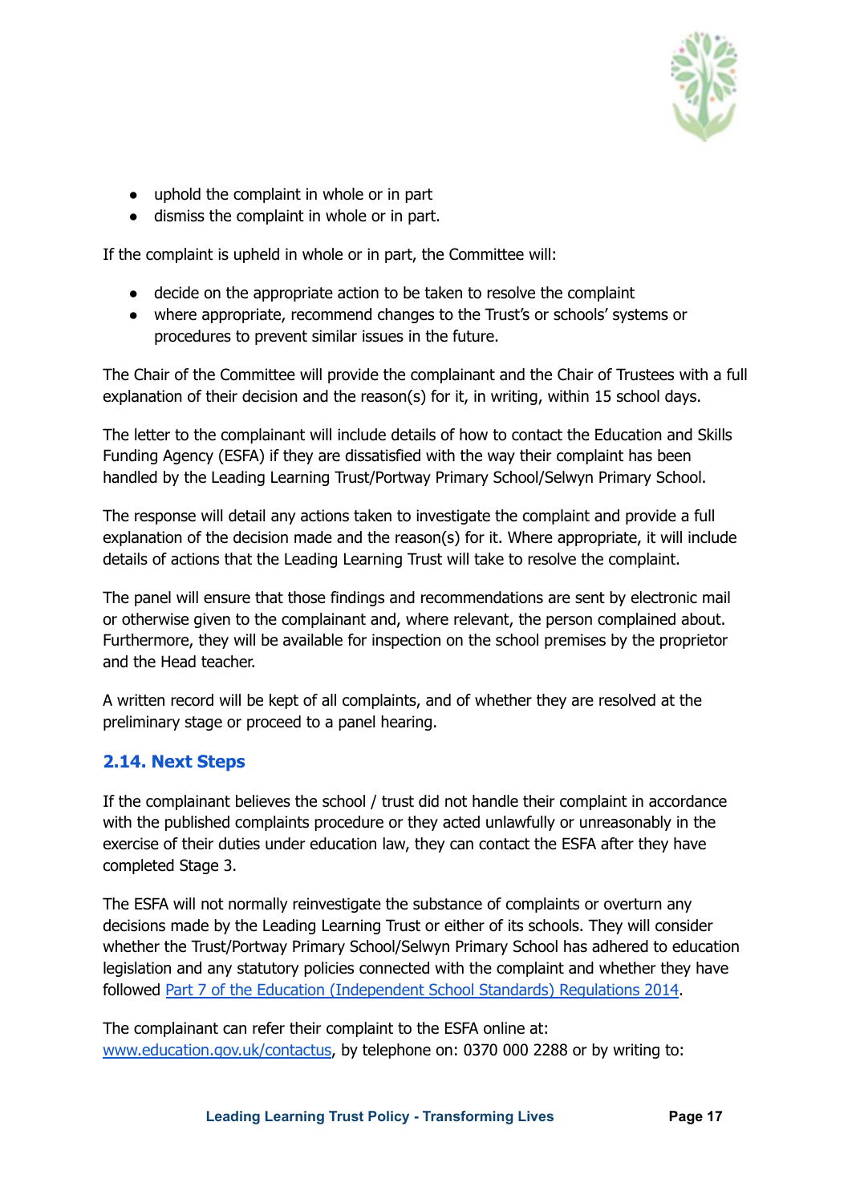- uphold the complaint in whole or in part
- dismiss the complaint in whole or in part.

If the complaint is upheld in whole or in part, the Committee will:

- decide on the appropriate action to be taken to resolve the complaint
- where appropriate, recommend changes to the Trust's or schools' systems or procedures to prevent similar issues in the future.

The Chair of the Committee will provide the complainant and the Chair of Trustees with a full explanation of their decision and the reason(s) for it, in writing, within 15 school days.

The letter to the complainant will include details of how to contact the Education and Skills Funding Agency (ESFA) if they are dissatisfied with the way their complaint has been handled by the Leading Learning Trust/Portway Primary School/Selwyn Primary School.

The response will detail any actions taken to investigate the complaint and provide a full explanation of the decision made and the reason(s) for it. Where appropriate, it will include details of actions that the Leading Learning Trust will take to resolve the complaint.

The panel will ensure that those findings and recommendations are sent by electronic mail or otherwise given to the complainant and, where relevant, the person complained about. Furthermore, they will be available for inspection on the school premises by the proprietor and the Head teacher.

A written record will be kept of all complaints, and of whether they are resolved at the preliminary stage or proceed to a panel hearing.

### 2.14. Next Steps

If the complainant believes the school / trust did not handle their complaint in accordance with the published complaints procedure or they acted unlawfully or unreasonably in the exercise of their duties under education law, they can contact the ESFA after they have completed Stage 3.

The ESFA will not normally reinvestigate the substance of complaints or overturn any decisions made by the Leading Learning Trust or either of its schools. They will consider whether the Trust/Portway Primary School/Selwyn Primary School has adhered to education legislation and any statutory policies connected with the complaint and whether they have followed Part 7 of the Education (Independent School Standards) Regulations 2014.

The complainant can refer their complaint to the ESFA online at: www.education.gov.uk/contactus, by telephone on: 0370 000 2288 or by writing to: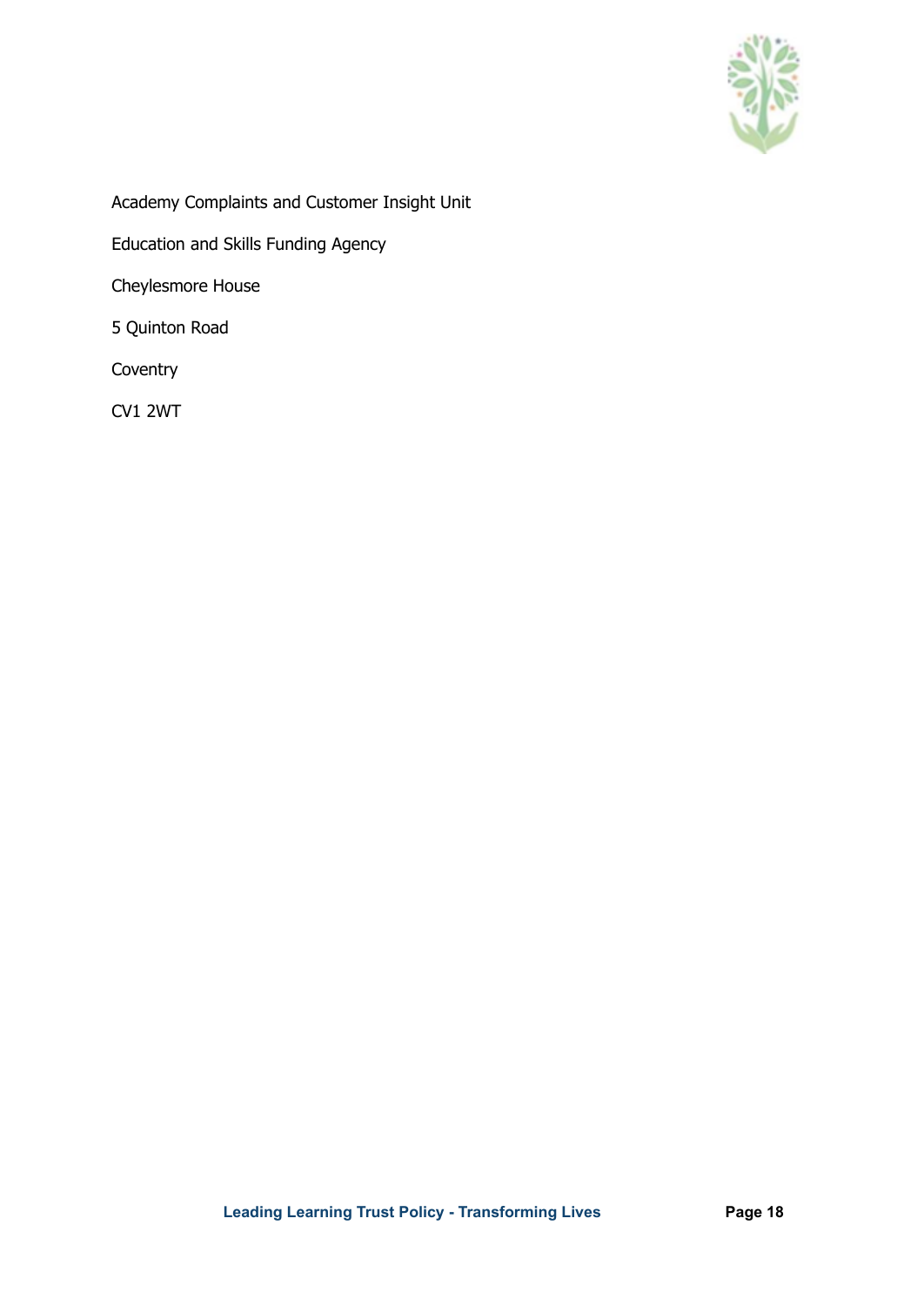Academy Complaints and Customer Insight Unit

Education and Skills Funding Agency

Cheylesmore House

5 Quinton Road

Coventry

CV1 2WT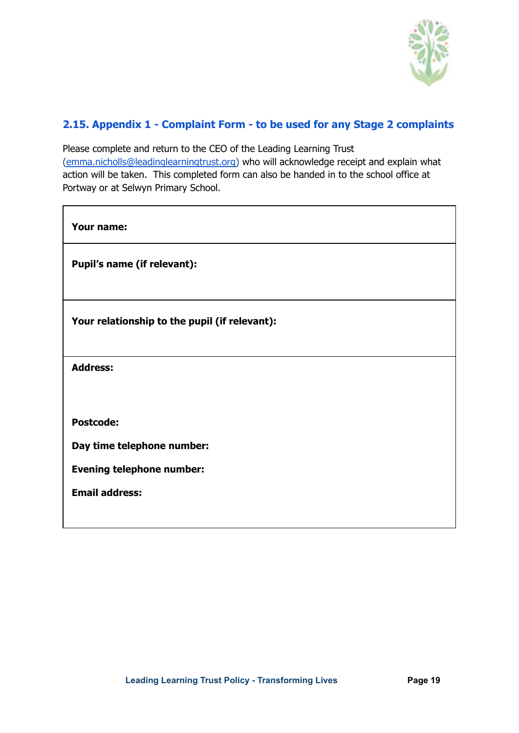## 2.15. Appendix 1 - Complaint Form - to be used for any Stage 2 complaints

Please complete and return to the CEO of the Leading Learning Trust (emma.nicholls@leadinglearningtrust.org) who will acknowledge receipt and explain what action will be taken. This completed form can also be handed in to the school office at Portway or at Selwyn Primary School.

| **Your name:** |
|---|
| **Pupil's name (if relevant):** |
| **Your relationship to the pupil (if relevant):** |
| **Address:**<br><br>**Postcode:**<br>**Day time telephone number:**<br>**Evening telephone number:**<br>**Email address:** |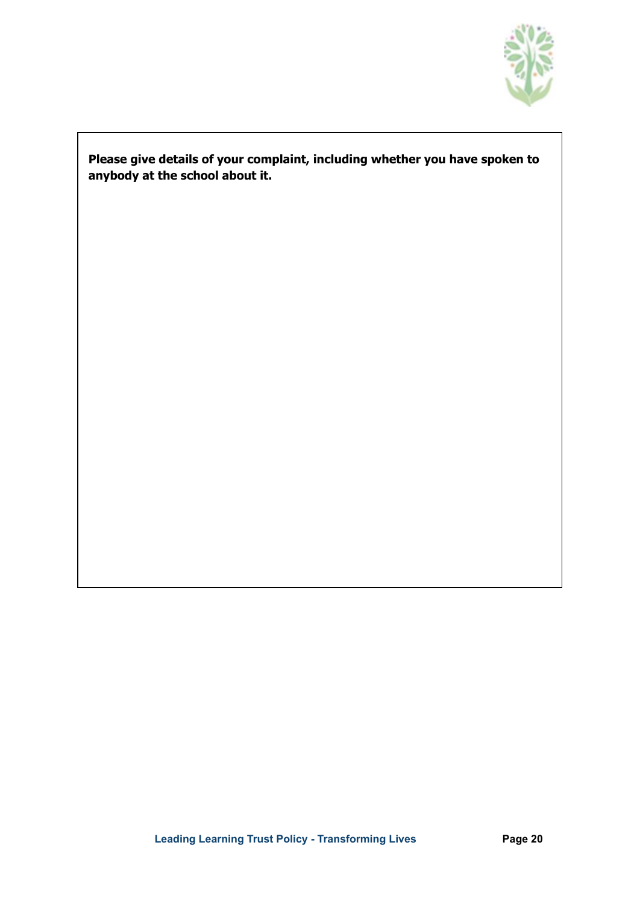**Please give details of your complaint, including whether you have spoken to anybody at the school about it.**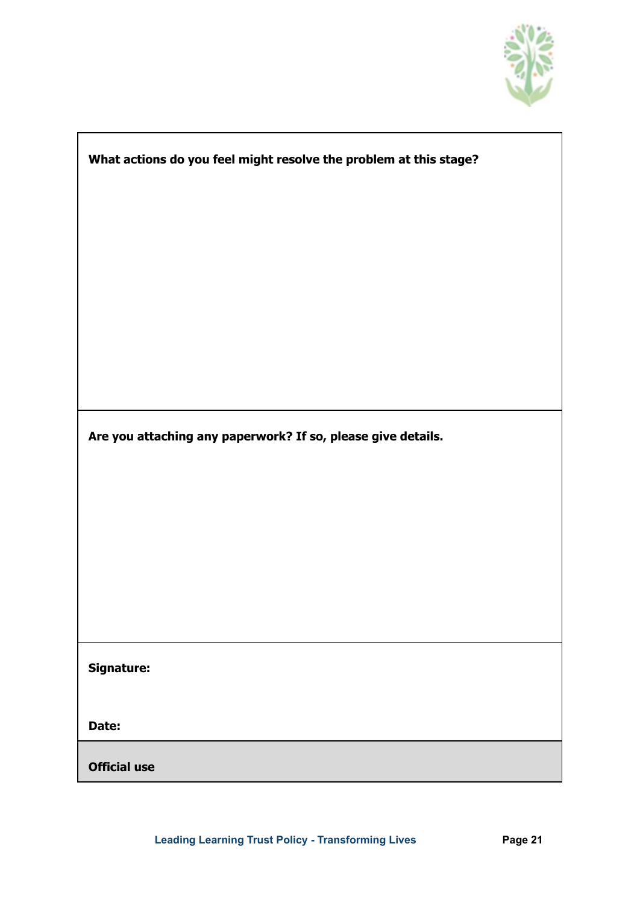| **What actions do you feel might resolve the problem at this stage?** |
| --- |
| |
| **Are you attaching any paperwork? If so, please give details.** |
| |
| **Signature:**<br><br>**Date:** |
| **Official use** |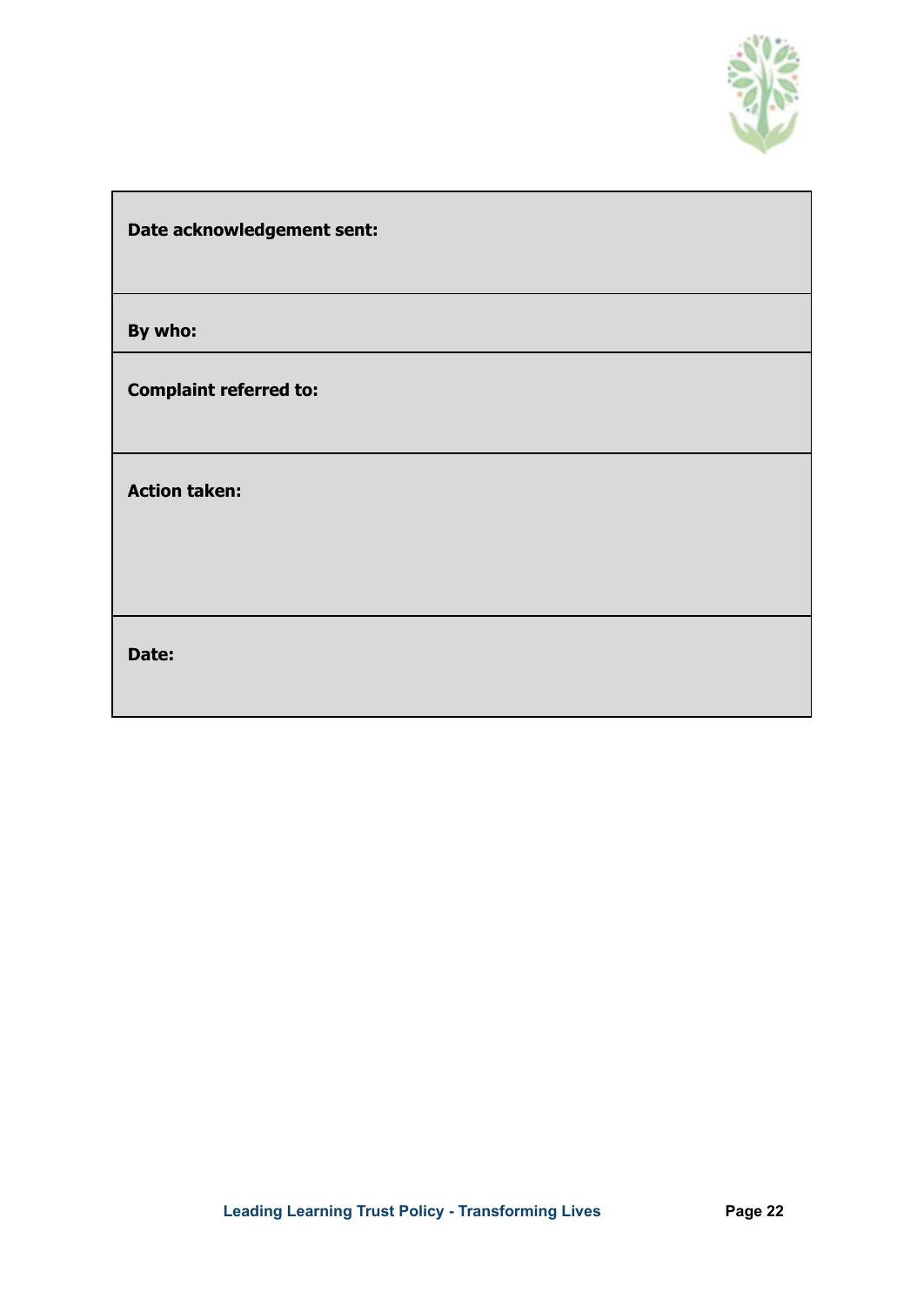| Date acknowledgement sent: |
|---|
| By who: |
| Complaint referred to: |
| Action taken: |
| Date: |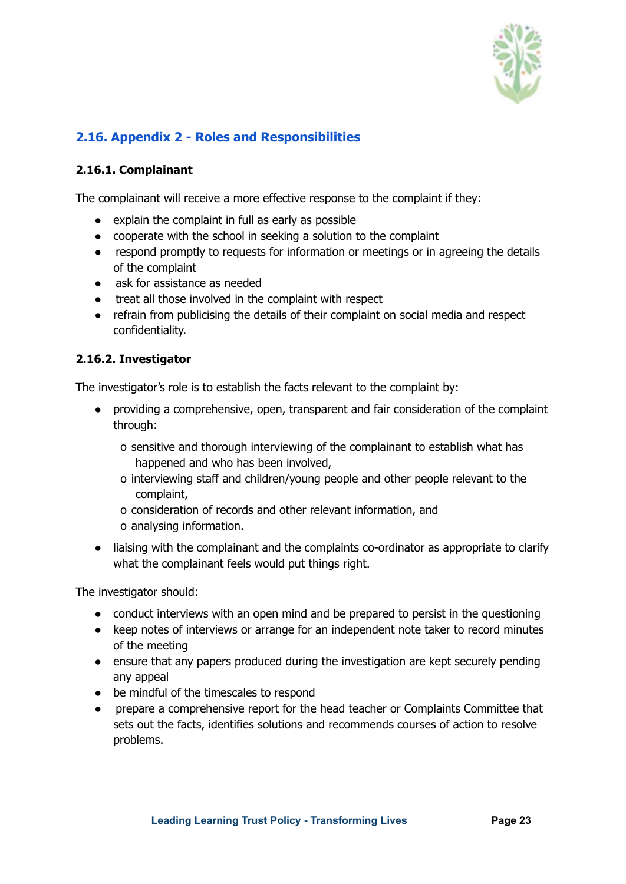## 2.16. Appendix 2 - Roles and Responsibilities

### 2.16.1. Complainant

The complainant will receive a more effective response to the complaint if they:

- explain the complaint in full as early as possible
- cooperate with the school in seeking a solution to the complaint
- respond promptly to requests for information or meetings or in agreeing the details of the complaint
- ask for assistance as needed
- treat all those involved in the complaint with respect
- refrain from publicising the details of their complaint on social media and respect confidentiality.

### 2.16.2. Investigator

The investigator's role is to establish the facts relevant to the complaint by:

- providing a comprehensive, open, transparent and fair consideration of the complaint through:
  - sensitive and thorough interviewing of the complainant to establish what has happened and who has been involved,
  - interviewing staff and children/young people and other people relevant to the complaint,
  - consideration of records and other relevant information, and
  - analysing information.
- liaising with the complainant and the complaints co-ordinator as appropriate to clarify what the complainant feels would put things right.

The investigator should:

- conduct interviews with an open mind and be prepared to persist in the questioning
- keep notes of interviews or arrange for an independent note taker to record minutes of the meeting
- ensure that any papers produced during the investigation are kept securely pending any appeal
- be mindful of the timescales to respond
- prepare a comprehensive report for the head teacher or Complaints Committee that sets out the facts, identifies solutions and recommends courses of action to resolve problems.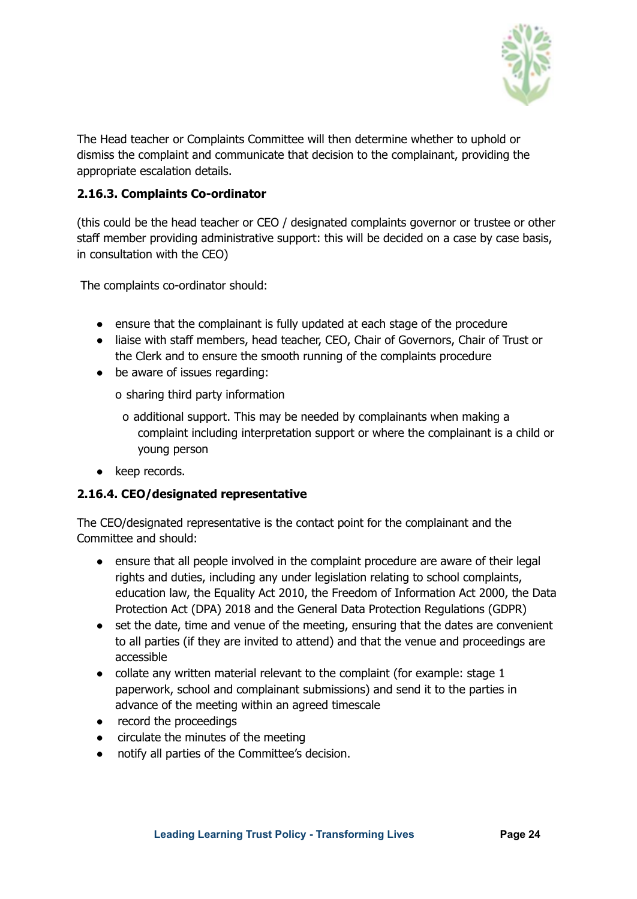The Head teacher or Complaints Committee will then determine whether to uphold or dismiss the complaint and communicate that decision to the complainant, providing the appropriate escalation details.

#### 2.16.3. Complaints Co-ordinator

(this could be the head teacher or CEO / designated complaints governor or trustee or other staff member providing administrative support: this will be decided on a case by case basis, in consultation with the CEO)

The complaints co-ordinator should:

- ensure that the complainant is fully updated at each stage of the procedure
- liaise with staff members, head teacher, CEO, Chair of Governors, Chair of Trust or the Clerk and to ensure the smooth running of the complaints procedure
- be aware of issues regarding:
  - o sharing third party information
  - o additional support. This may be needed by complainants when making a complaint including interpretation support or where the complainant is a child or young person
- keep records.

#### 2.16.4. CEO/designated representative

The CEO/designated representative is the contact point for the complainant and the Committee and should:

- ensure that all people involved in the complaint procedure are aware of their legal rights and duties, including any under legislation relating to school complaints, education law, the Equality Act 2010, the Freedom of Information Act 2000, the Data Protection Act (DPA) 2018 and the General Data Protection Regulations (GDPR)
- set the date, time and venue of the meeting, ensuring that the dates are convenient to all parties (if they are invited to attend) and that the venue and proceedings are accessible
- collate any written material relevant to the complaint (for example: stage 1 paperwork, school and complainant submissions) and send it to the parties in advance of the meeting within an agreed timescale
- record the proceedings
- circulate the minutes of the meeting
- notify all parties of the Committee's decision.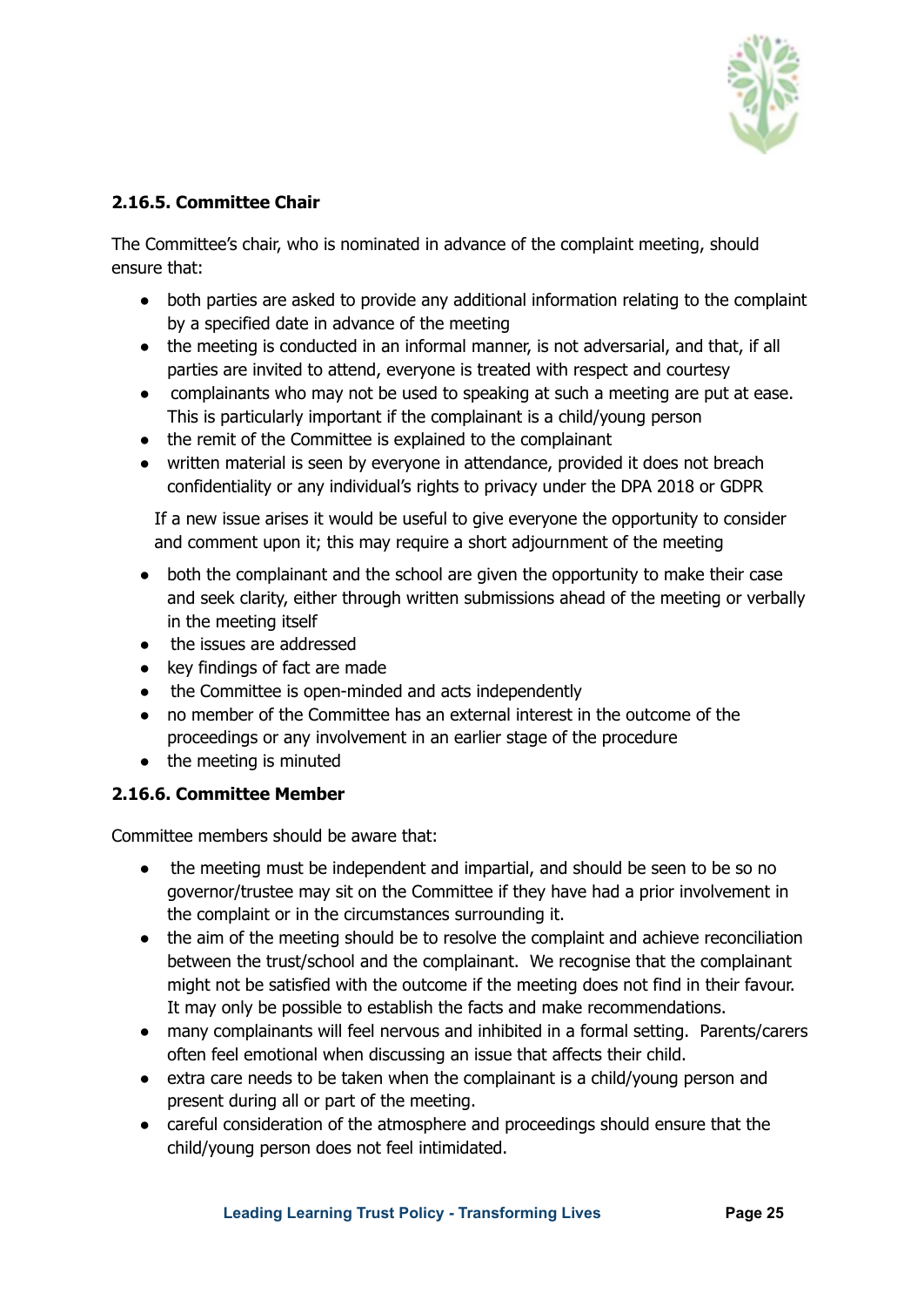#### 2.16.5. Committee Chair

The Committee's chair, who is nominated in advance of the complaint meeting, should ensure that:

- both parties are asked to provide any additional information relating to the complaint by a specified date in advance of the meeting
- the meeting is conducted in an informal manner, is not adversarial, and that, if all parties are invited to attend, everyone is treated with respect and courtesy
- complainants who may not be used to speaking at such a meeting are put at ease. This is particularly important if the complainant is a child/young person
- the remit of the Committee is explained to the complainant
- written material is seen by everyone in attendance, provided it does not breach confidentiality or any individual's rights to privacy under the DPA 2018 or GDPR

If a new issue arises it would be useful to give everyone the opportunity to consider and comment upon it; this may require a short adjournment of the meeting

- both the complainant and the school are given the opportunity to make their case and seek clarity, either through written submissions ahead of the meeting or verbally in the meeting itself
- the issues are addressed
- key findings of fact are made
- the Committee is open-minded and acts independently
- no member of the Committee has an external interest in the outcome of the proceedings or any involvement in an earlier stage of the procedure
- the meeting is minuted

#### 2.16.6. Committee Member

Committee members should be aware that:

- the meeting must be independent and impartial, and should be seen to be so no governor/trustee may sit on the Committee if they have had a prior involvement in the complaint or in the circumstances surrounding it.
- the aim of the meeting should be to resolve the complaint and achieve reconciliation between the trust/school and the complainant. We recognise that the complainant might not be satisfied with the outcome if the meeting does not find in their favour. It may only be possible to establish the facts and make recommendations.
- many complainants will feel nervous and inhibited in a formal setting. Parents/carers often feel emotional when discussing an issue that affects their child.
- extra care needs to be taken when the complainant is a child/young person and present during all or part of the meeting.
- careful consideration of the atmosphere and proceedings should ensure that the child/young person does not feel intimidated.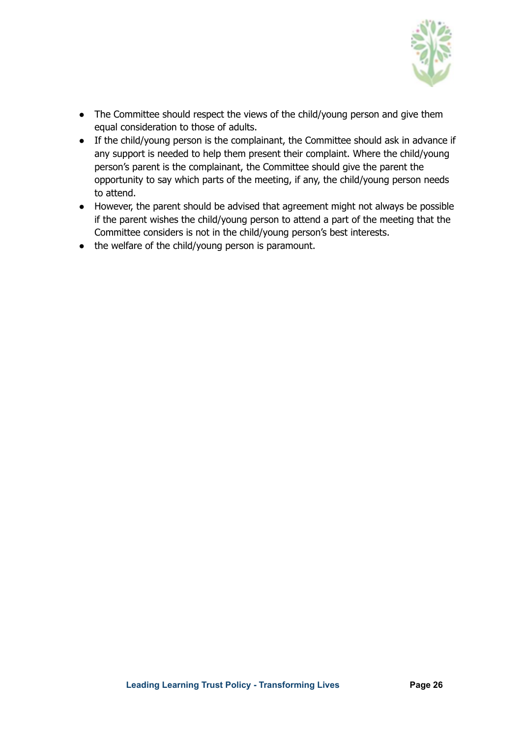- The Committee should respect the views of the child/young person and give them equal consideration to those of adults.
- If the child/young person is the complainant, the Committee should ask in advance if any support is needed to help them present their complaint. Where the child/young person's parent is the complainant, the Committee should give the parent the opportunity to say which parts of the meeting, if any, the child/young person needs to attend.
- However, the parent should be advised that agreement might not always be possible if the parent wishes the child/young person to attend a part of the meeting that the Committee considers is not in the child/young person's best interests.
- the welfare of the child/young person is paramount.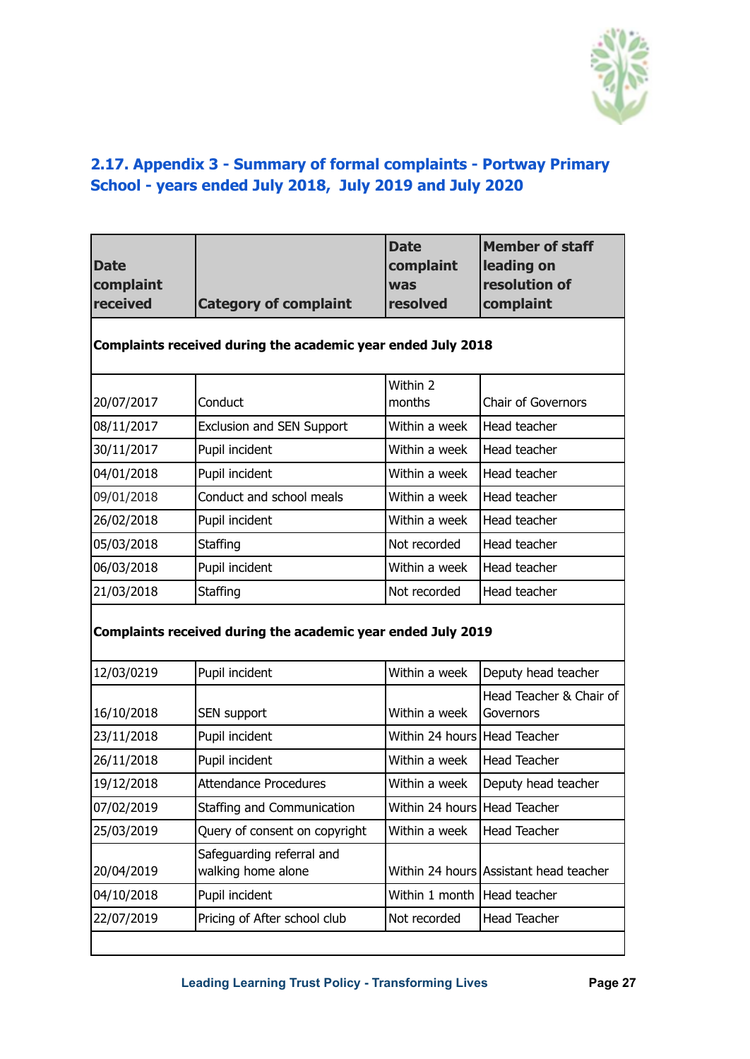## 2.17. Appendix 3 - Summary of formal complaints - Portway Primary School - years ended July 2018, July 2019 and July 2020

| Date complaint received | Category of complaint | Date complaint was resolved | Member of staff leading on resolution of complaint |
|---|---|---|---|
| **Complaints received during the academic year ended July 2018** | | | |
| 20/07/2017 | Conduct | Within 2 months | Chair of Governors |
| 08/11/2017 | Exclusion and SEN Support | Within a week | Head teacher |
| 30/11/2017 | Pupil incident | Within a week | Head teacher |
| 04/01/2018 | Pupil incident | Within a week | Head teacher |
| 09/01/2018 | Conduct and school meals | Within a week | Head teacher |
| 26/02/2018 | Pupil incident | Within a week | Head teacher |
| 05/03/2018 | Staffing | Not recorded | Head teacher |
| 06/03/2018 | Pupil incident | Within a week | Head teacher |
| 21/03/2018 | Staffing | Not recorded | Head teacher |
| **Complaints received during the academic year ended July 2019** | | | |
| 12/03/0219 | Pupil incident | Within a week | Deputy head teacher |
| 16/10/2018 | SEN support | Within a week | Head Teacher & Chair of Governors |
| 23/11/2018 | Pupil incident | Within 24 hours | Head Teacher |
| 26/11/2018 | Pupil incident | Within a week | Head Teacher |
| 19/12/2018 | Attendance Procedures | Within a week | Deputy head teacher |
| 07/02/2019 | Staffing and Communication | Within 24 hours | Head Teacher |
| 25/03/2019 | Query of consent on copyright | Within a week | Head Teacher |
| 20/04/2019 | Safeguarding referral and walking home alone | Within 24 hours | Assistant head teacher |
| 04/10/2018 | Pupil incident | Within 1 month | Head teacher |
| 22/07/2019 | Pricing of After school club | Not recorded | Head Teacher |
| | | | |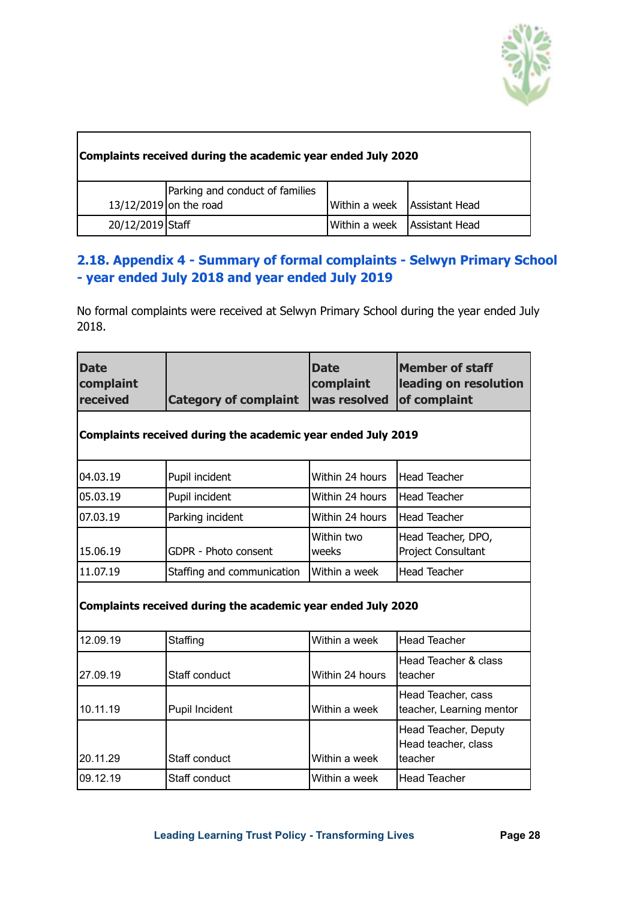| | | | |
|---|---|---|---|
| **Complaints received during the academic year ended July 2020** | | | |
| 13/12/2019 | Parking and conduct of families on the road | Within a week | Assistant Head |
| 20/12/2019 | Staff | Within a week | Assistant Head |

## 2.18. Appendix 4 - Summary of formal complaints - Selwyn Primary School - year ended July 2018 and year ended July 2019

No formal complaints were received at Selwyn Primary School during the year ended July 2018.

| Date complaint received | Category of complaint | Date complaint was resolved | Member of staff leading on resolution of complaint |
|---|---|---|---|
| **Complaints received during the academic year ended July 2019** | | | |
| 04.03.19 | Pupil incident | Within 24 hours | Head Teacher |
| 05.03.19 | Pupil incident | Within 24 hours | Head Teacher |
| 07.03.19 | Parking incident | Within 24 hours | Head Teacher |
| 15.06.19 | GDPR - Photo consent | Within two weeks | Head Teacher, DPO, Project Consultant |
| 11.07.19 | Staffing and communication | Within a week | Head Teacher |
| **Complaints received during the academic year ended July 2020** | | | |
| 12.09.19 | Staffing | Within a week | Head Teacher |
| 27.09.19 | Staff conduct | Within 24 hours | Head Teacher & class teacher |
| 10.11.19 | Pupil Incident | Within a week | Head Teacher, cass teacher, Learning mentor |
| 20.11.29 | Staff conduct | Within a week | Head Teacher, Deputy Head teacher, class teacher |
| 09.12.19 | Staff conduct | Within a week | Head Teacher |